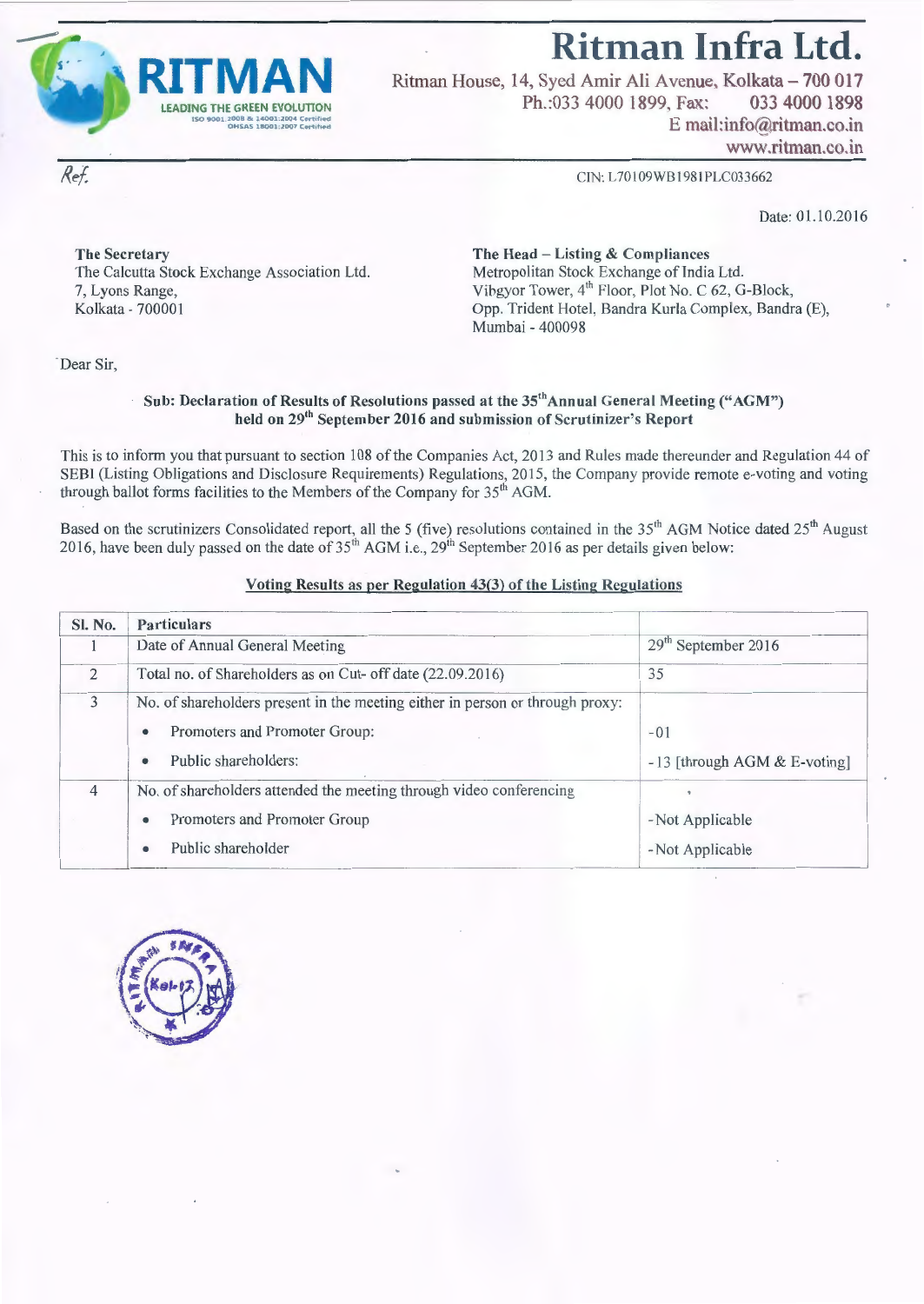# Ritman Infra Ltd.

RITMAN
LEADING THE GREEN EVOLUTION
ISO 9001:2008 & 14001:2004 Certified
OHSAS 18001:2007 Certified

Ritman House, 14, Syed Amir Ali Avenue, Kolkata – 700 017
Ph.:033 4000 1899, Fax: 033 4000 1898
E mail:info@ritman.co.in
www.ritman.co.in

Ref.

CIN: L70109WB1981PLC033662

Date: 01.10.2016

**The Secretary**
The Calcutta Stock Exchange Association Ltd.
7, Lyons Range,
Kolkata - 700001

**The Head – Listing & Compliances**
Metropolitan Stock Exchange of India Ltd.
Vibgyor Tower, 4th Floor, Plot No. C 62, G-Block,
Opp. Trident Hotel, Bandra Kurla Complex, Bandra (E),
Mumbai - 400098

Dear Sir,

**Sub: Declaration of Results of Resolutions passed at the 35th Annual General Meeting ("AGM") held on 29th September 2016 and submission of Scrutinizer's Report**

This is to inform you that pursuant to section 108 of the Companies Act, 2013 and Rules made thereunder and Regulation 44 of SEBI (Listing Obligations and Disclosure Requirements) Regulations, 2015, the Company provide remote e-voting and voting through ballot forms facilities to the Members of the Company for 35th AGM.

Based on the scrutinizers Consolidated report, all the 5 (five) resolutions contained in the 35th AGM Notice dated 25th August 2016, have been duly passed on the date of 35th AGM i.e., 29th September 2016 as per details given below:

**Voting Results as per Regulation 43(3) of the Listing Regulations**

| Sl. No. | Particulars | |
|---|---|---|
| 1 | Date of Annual General Meeting | 29th September 2016 |
| 2 | Total no. of Shareholders as on Cut- off date (22.09.2016) | 35 |
| 3 | No. of shareholders present in the meeting either in person or through proxy: | |
| | • Promoters and Promoter Group: | -01 |
| | • Public shareholders: | -13 [through AGM & E-voting] |
| 4 | No. of shareholders attended the meeting through video conferencing | |
| | • Promoters and Promoter Group | -Not Applicable |
| | • Public shareholder | -Not Applicable |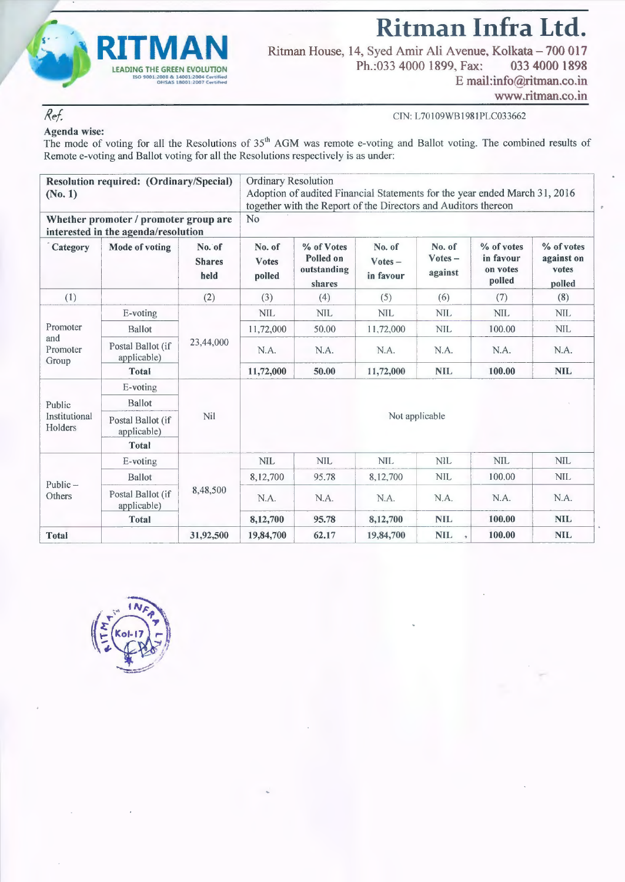# Ritman Infra Ltd.

Ritman House, 14, Syed Amir Ali Avenue, Kolkata – 700 017
Ph.:033 4000 1899, Fax: 033 4000 1898
E mail:info@ritman.co.in
www.ritman.co.in

Ref.

CIN: L70109WB1981PLC033662

**Agenda wise:**

The mode of voting for all the Resolutions of 35th AGM was remote e-voting and Ballot voting. The combined results of Remote e-voting and Ballot voting for all the Resolutions respectively is as under:

| **Resolution required: (Ordinary/Special) (No. 1)** | | | Ordinary Resolution<br>Adoption of audited Financial Statements for the year ended March 31, 2016 together with the Report of the Directors and Auditors thereon | | | | | |
|---|---|---|---|---|---|---|---|---|
| **Whether promoter / promoter group are interested in the agenda/resolution** | | | No | | | | | |
| **Category** | **Mode of voting** | **No. of Shares held** | **No. of Votes polled** | **% of Votes Polled on outstanding shares** | **No. of Votes – in favour** | **No. of Votes – against** | **% of votes in favour on votes polled** | **% of votes against on votes polled** |
| (1) | | (2) | (3) | (4) | (5) | (6) | (7) | (8) |
| Promoter and Promoter Group | E-voting | 23,44,000 | NIL | NIL | NIL | NIL | NIL | NIL |
| | Ballot | | 11,72,000 | 50.00 | 11,72,000 | NIL | 100.00 | NIL |
| | Postal Ballot (if applicable) | | N.A. | N.A. | N.A. | N.A. | N.A. | N.A. |
| | **Total** | | **11,72,000** | **50.00** | **11,72,000** | **NIL** | **100.00** | **NIL** |
| Public Institutional Holders | E-voting | Nil | Not applicable | | | | | |
| | Ballot | | | | | | | |
| | Postal Ballot (if applicable) | | | | | | | |
| | **Total** | | | | | | | |
| Public – Others | E-voting | 8,48,500 | NIL | NIL | NIL | NIL | NIL | NIL |
| | Ballot | | 8,12,700 | 95.78 | 8,12,700 | NIL | 100.00 | NIL |
| | Postal Ballot (if applicable) | | N.A. | N.A. | N.A. | N.A. | N.A. | N.A. |
| | **Total** | | **8,12,700** | **95.78** | **8,12,700** | **NIL** | **100.00** | **NIL** |
| **Total** | | **31,92,500** | **19,84,700** | **62.17** | **19,84,700** | **NIL** | **100.00** | **NIL** |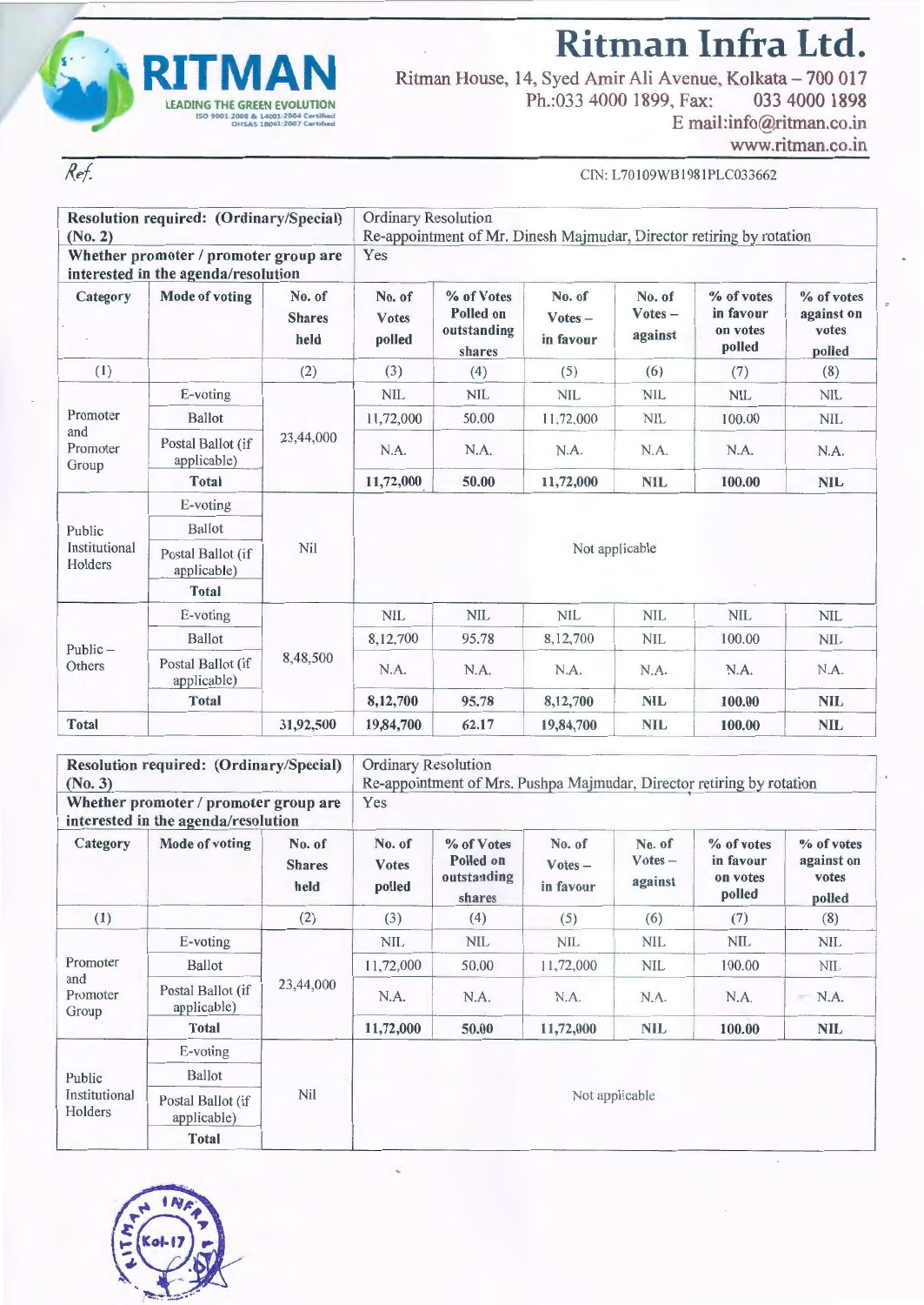# Ritman Infra Ltd.

Ritman House, 14, Syed Amir Ali Avenue, Kolkata – 700 017
Ph.:033 4000 1899, Fax: 033 4000 1898
E mail:info@ritman.co.in
www.ritman.co.in

RITMAN
LEADING THE GREEN EVOLUTION
ISO 9001:2008 & 14001:2004 Certified
OHSAS 18001:2007 Certified

*Ref.*

CIN: L70109WB1981PLC033662

| Resolution required: (Ordinary/Special) (No. 2) | | | Ordinary Resolution<br>Re-appointment of Mr. Dinesh Majmudar, Director retiring by rotation | | | | | |
|---|---|---|---|---|---|---|---|---|
| **Whether promoter / promoter group are interested in the agenda/resolution** | | | Yes | | | | | |
| **Category** | **Mode of voting** | **No. of Shares held** | **No. of Votes polled** | **% of Votes Polled on outstanding shares** | **No. of Votes – in favour** | **No. of Votes – against** | **% of votes in favour on votes polled** | **% of votes against on votes polled** |
| (1) | | (2) | (3) | (4) | (5) | (6) | (7) | (8) |
| Promoter and Promoter Group | E-voting | 23,44,000 | NIL | NIL | NIL | NIL | NIL | NIL |
| | Ballot | | 11,72,000 | 50.00 | 11,72,000 | NIL | 100.00 | NIL |
| | Postal Ballot (if applicable) | | N.A. | N.A. | N.A. | N.A. | N.A. | N.A. |
| | **Total** | | **11,72,000** | **50.00** | **11,72,000** | **NIL** | **100.00** | **NIL** |
| Public Institutional Holders | E-voting | Nil | Not applicable | | | | | |
| | Ballot | | | | | | | |
| | Postal Ballot (if applicable) | | | | | | | |
| | **Total** | | | | | | | |
| Public – Others | E-voting | 8,48,500 | NIL | NIL | NIL | NIL | NIL | NIL |
| | Ballot | | 8,12,700 | 95.78 | 8,12,700 | NIL | 100.00 | NIL |
| | Postal Ballot (if applicable) | | N.A. | N.A. | N.A. | N.A. | N.A. | N.A. |
| | **Total** | | **8,12,700** | **95.78** | **8,12,700** | **NIL** | **100.00** | **NIL** |
| **Total** | | **31,92,500** | **19,84,700** | **62.17** | **19,84,700** | **NIL** | **100.00** | **NIL** |

| Resolution required: (Ordinary/Special) (No. 3) | | | Ordinary Resolution<br>Re-appointment of Mrs. Pushpa Majmudar, Director retiring by rotation | | | | | |
|---|---|---|---|---|---|---|---|---|
| **Whether promoter / promoter group are interested in the agenda/resolution** | | | Yes | | | | | |
| **Category** | **Mode of voting** | **No. of Shares held** | **No. of Votes polled** | **% of Votes Polled on outstanding shares** | **No. of Votes – in favour** | **No. of Votes – against** | **% of votes in favour on votes polled** | **% of votes against on votes polled** |
| (1) | | (2) | (3) | (4) | (5) | (6) | (7) | (8) |
| Promoter and Promoter Group | E-voting | 23,44,000 | NIL | NIL | NIL | NIL | NIL | NIL |
| | Ballot | | 11,72,000 | 50.00 | 11,72,000 | NIL | 100.00 | NIL |
| | Postal Ballot (if applicable) | | N.A. | N.A. | N.A. | N.A. | N.A. | N.A. |
| | **Total** | | **11,72,000** | **50.00** | **11,72,000** | **NIL** | **100.00** | **NIL** |
| Public Institutional Holders | E-voting | Nil | Not applicable | | | | | |
| | Ballot | | | | | | | |
| | Postal Ballot (if applicable) | | | | | | | |
| | **Total** | | | | | | | |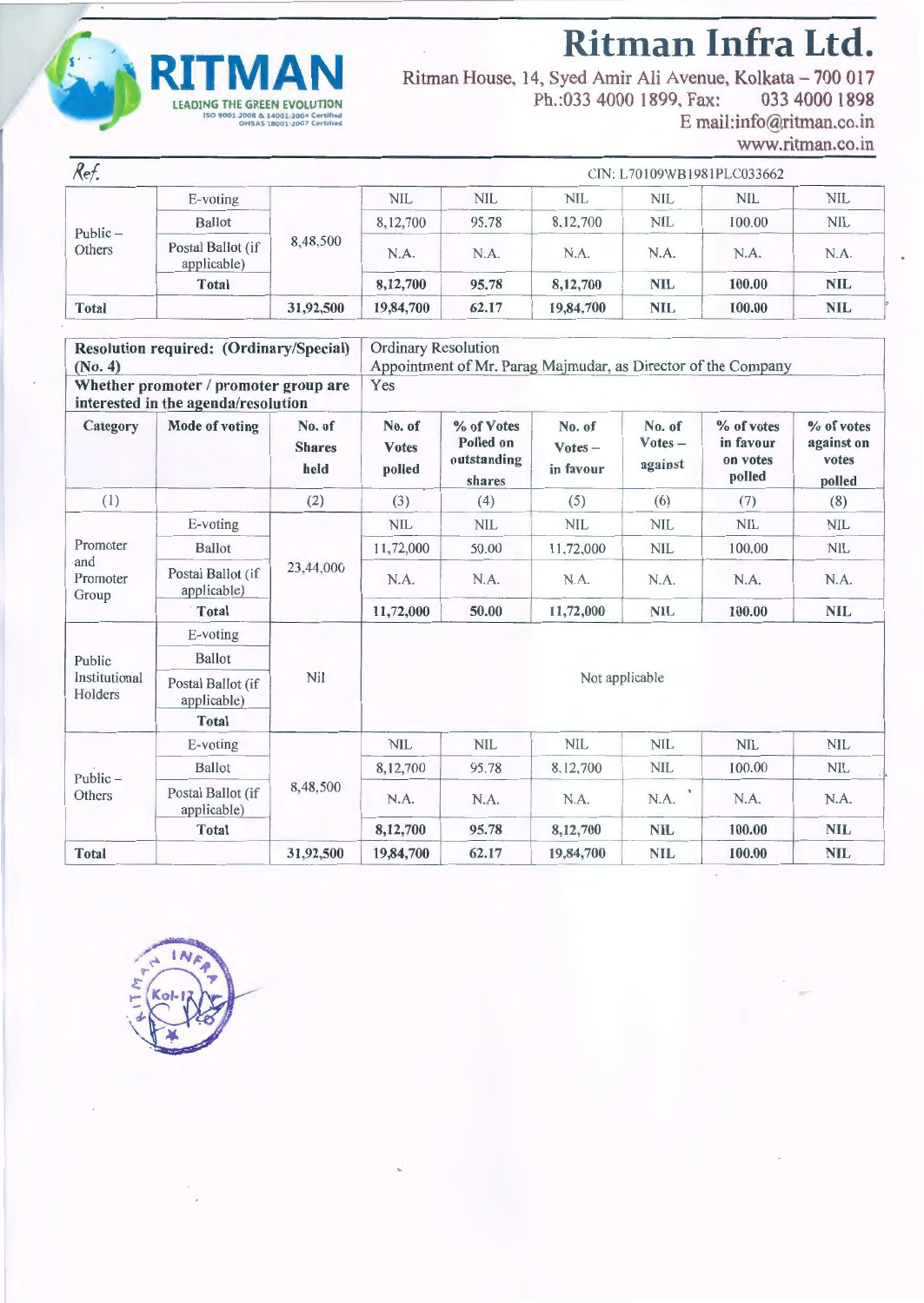# Ritman Infra Ltd.

Ritman House, 14, Syed Amir Ali Avenue, Kolkata – 700 017
Ph.:033 4000 1899, Fax: 033 4000 1898
E mail:info@ritman.co.in
www.ritman.co.in

Ref.

CIN: L70109WB1981PLC033662

| | | | | | | | | |
|---|---|---|---|---|---|---|---|---|
| Public – Others | E-voting | 8,48,500 | NIL | NIL | NIL | NIL | NIL | NIL |
| | Ballot | | 8,12,700 | 95.78 | 8,12,700 | NIL | 100.00 | NIL |
| | Postal Ballot (if applicable) | | N.A. | N.A. | N.A. | N.A. | N.A. | N.A. |
| | **Total** | | **8,12,700** | **95.78** | **8,12,700** | **NIL** | **100.00** | **NIL** |
| **Total** | | **31,92,500** | **19,84,700** | **62.17** | **19,84,700** | **NIL** | **100.00** | **NIL** |

| **Resolution required: (Ordinary/Special) (No. 4)** | | | Ordinary Resolution<br>Appointment of Mr. Parag Majmudar, as Director of the Company | | | | | |
|---|---|---|---|---|---|---|---|---|
| **Whether promoter / promoter group are interested in the agenda/resolution** | | | Yes | | | | | |
| **Category** | **Mode of voting** | **No. of Shares held** | **No. of Votes polled** | **% of Votes Polled on outstanding shares** | **No. of Votes – in favour** | **No. of Votes – against** | **% of votes in favour on votes polled** | **% of votes against on votes polled** |
| (1) | | (2) | (3) | (4) | (5) | (6) | (7) | (8) |
| Promoter and Promoter Group | E-voting | 23,44,000 | NIL | NIL | NIL | NIL | NIL | NIL |
| | Ballot | | 11,72,000 | 50.00 | 11,72,000 | NIL | 100.00 | NIL |
| | Postal Ballot (if applicable) | | N.A. | N.A. | N.A. | N.A. | N.A. | N.A. |
| | **Total** | | **11,72,000** | **50.00** | **11,72,000** | **NIL** | **100.00** | **NIL** |
| Public Institutional Holders | E-voting | Nil | Not applicable | | | | | |
| | Ballot | | | | | | | |
| | Postal Ballot (if applicable) | | | | | | | |
| | **Total** | | | | | | | |
| Public – Others | E-voting | 8,48,500 | NIL | NIL | NIL | NIL | NIL | NIL |
| | Ballot | | 8,12,700 | 95.78 | 8,12,700 | NIL | 100.00 | NIL |
| | Postal Ballot (if applicable) | | N.A. | N.A. | N.A. | N.A. | N.A. | N.A. |
| | **Total** | | **8,12,700** | **95.78** | **8,12,700** | **NIL** | **100.00** | **NIL** |
| **Total** | | **31,92,500** | **19,84,700** | **62.17** | **19,84,700** | **NIL** | **100.00** | **NIL** |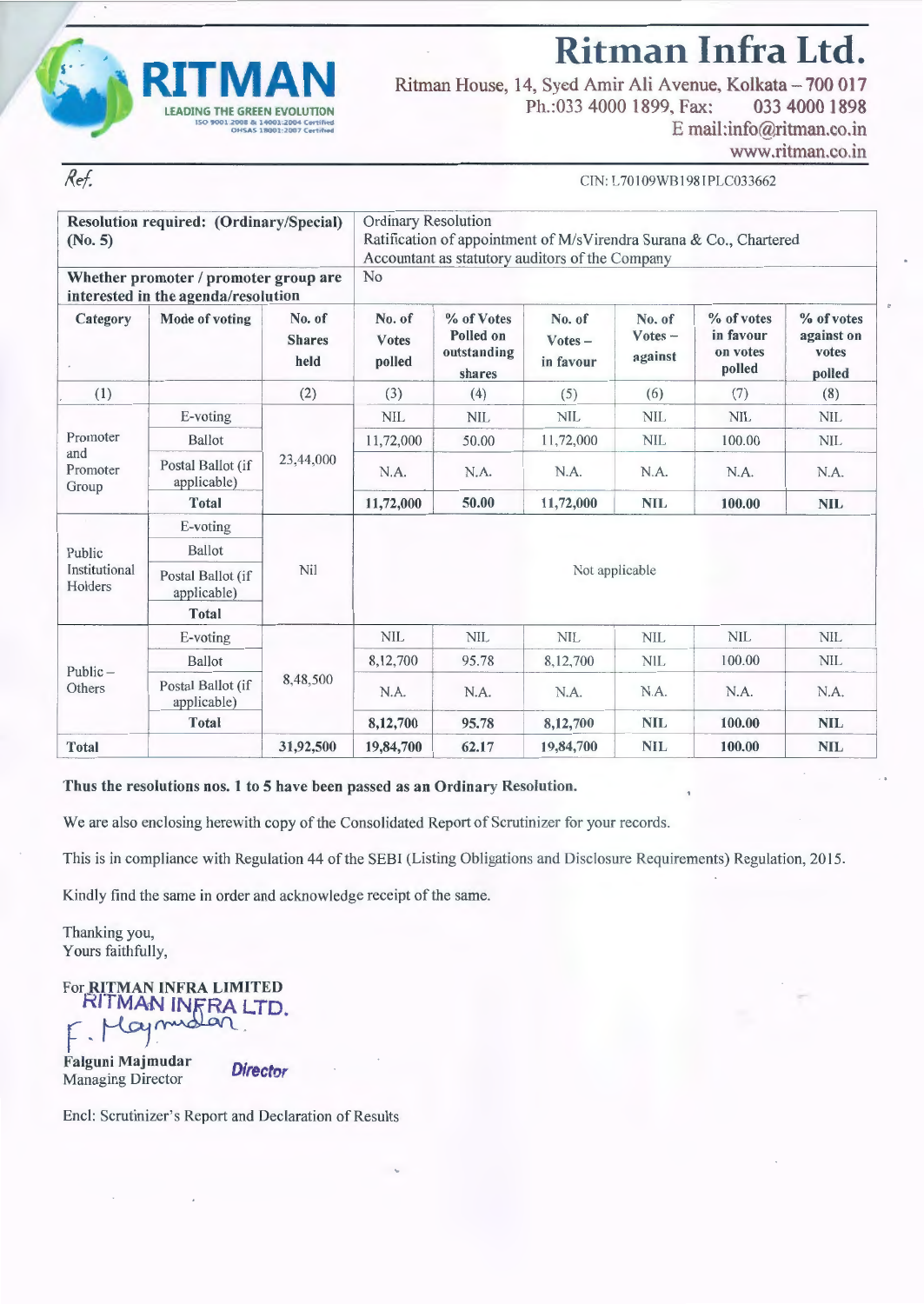# Ritman Infra Ltd.

**RITMAN**
LEADING THE GREEN EVOLUTION
ISO 9001:2008 & 14001:2004 Certified
OHSAS 18001:2007 Certified

Ritman House, 14, Syed Amir Ali Avenue, Kolkata – 700 017
Ph.:033 4000 1899, Fax: 033 4000 1898
E mail:info@ritman.co.in
www.ritman.co.in

*Ref.*

CIN: L70109WB1981PLC033662

| **Resolution required: (Ordinary/Special) (No. 5)** | | | Ordinary Resolution<br>Ratification of appointment of M/sVirendra Surana & Co., Chartered Accountant as statutory auditors of the Company | | | | | |
|---|---|---|---|---|---|---|---|---|
| **Whether promoter / promoter group are interested in the agenda/resolution** | | | No | | | | | |
| **Category** | **Mode of voting** | **No. of Shares held** | **No. of Votes polled** | **% of Votes Polled on outstanding shares** | **No. of Votes – in favour** | **No. of Votes – against** | **% of votes in favour on votes polled** | **% of votes against on votes polled** |
| (1) | | (2) | (3) | (4) | (5) | (6) | (7) | (8) |
| Promoter and Promoter Group | E-voting | 23,44,000 | NIL | NIL | NIL | NIL | NIL | NIL |
| | Ballot | | 11,72,000 | 50.00 | 11,72,000 | NIL | 100.00 | NIL |
| | Postal Ballot (if applicable) | | N.A. | N.A. | N.A. | N.A. | N.A. | N.A. |
| | **Total** | | **11,72,000** | **50.00** | **11,72,000** | **NIL** | **100.00** | **NIL** |
| Public Institutional Holders | E-voting | Nil | Not applicable | | | | | |
| | Ballot | | | | | | | |
| | Postal Ballot (if applicable) | | | | | | | |
| | **Total** | | | | | | | |
| Public – Others | E-voting | 8,48,500 | NIL | NIL | NIL | NIL | NIL | NIL |
| | Ballot | | 8,12,700 | 95.78 | 8,12,700 | NIL | 100.00 | NIL |
| | Postal Ballot (if applicable) | | N.A. | N.A. | N.A. | N.A. | N.A. | N.A. |
| | **Total** | | **8,12,700** | **95.78** | **8,12,700** | **NIL** | **100.00** | **NIL** |
| **Total** | | **31,92,500** | **19,84,700** | **62.17** | **19,84,700** | **NIL** | **100.00** | **NIL** |

**Thus the resolutions nos. 1 to 5 have been passed as an Ordinary Resolution.**

We are also enclosing herewith copy of the Consolidated Report of Scrutinizer for your records.

This is in compliance with Regulation 44 of the SEBI (Listing Obligations and Disclosure Requirements) Regulation, 2015.

Kindly find the same in order and acknowledge receipt of the same.

Thanking you,
Yours faithfully,

For **RITMAN INFRA LIMITED**
RITMAN INFRA LTD.
F. Majmudar

**Falguni Majmudar**
Managing Director

*Director*

Encl: Scrutinizer's Report and Declaration of Results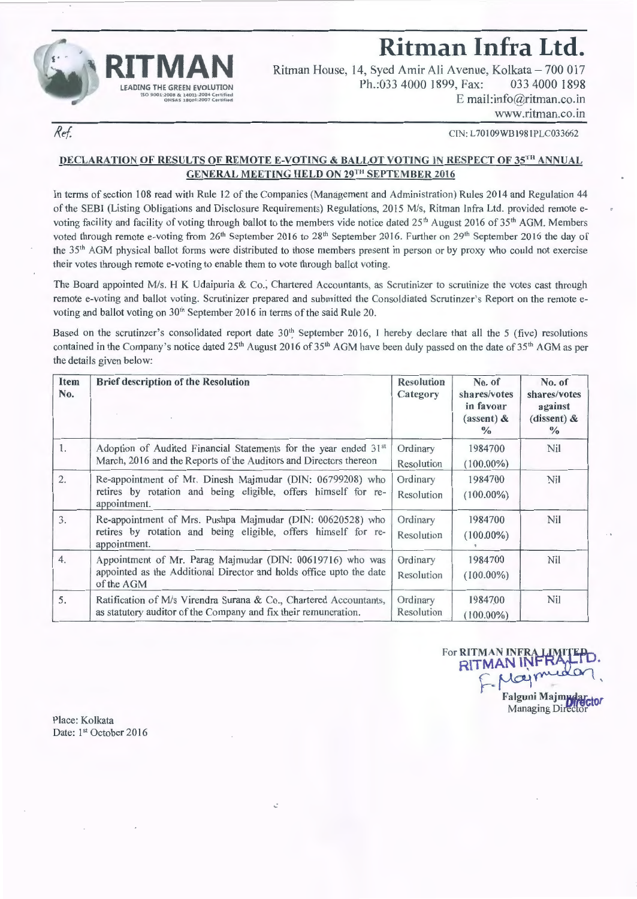# Ritman Infra Ltd.

RITMAN
LEADING THE GREEN EVOLUTION
ISO 9001:2008 & 14001:2004 Certified
OHSAS 18001:2007 Certified

Ritman House, 14, Syed Amir Ali Avenue, Kolkata – 700 017
Ph.:033 4000 1899, Fax: 033 4000 1898
E mail:info@ritman.co.in
www.ritman.co.in

Ref.

CIN: L70109WB1981PLC033662

## DECLARATION OF RESULTS OF REMOTE E-VOTING & BALLOT VOTING IN RESPECT OF 35TH ANNUAL GENERAL MEETING HELD ON 29TH SEPTEMBER 2016

In terms of section 108 read with Rule 12 of the Companies (Management and Administration) Rules 2014 and Regulation 44 of the SEBI (Listing Obligations and Disclosure Requirements) Regulations, 2015 M/s, Ritman Infra Ltd. provided remote e-voting facility and facility of voting through ballot to the members vide notice dated 25th August 2016 of 35th AGM. Members voted through remote e-voting from 26th September 2016 to 28th September 2016. Further on 29th September 2016 the day of the 35th AGM physical ballot forms were distributed to those members present in person or by proxy who could not exercise their votes through remote e-voting to enable them to vote through ballot voting.

The Board appointed M/s. H K Udaipuria & Co., Chartered Accountants, as Scrutinizer to scrutinize the votes cast through remote e-voting and ballot voting. Scrutinizer prepared and submitted the Consoldiated Scrutinzer's Report on the remote e-voting and ballot voting on 30th September 2016 in terms of the said Rule 20.

Based on the scrutinzer's consolidated report date 30th September 2016, I hereby declare that all the 5 (five) resolutions contained in the Company's notice dated 25th August 2016 of 35th AGM have been duly passed on the date of 35th AGM as per the details given below:

| Item No. | Brief description of the Resolution | Resolution Category | No. of shares/votes in favour (assent) & % | No. of shares/votes against (dissent) & % |
|---|---|---|---|---|
| 1. | Adoption of Audited Financial Statements for the year ended 31st March, 2016 and the Reports of the Auditors and Directors thereon | Ordinary Resolution | 1984700 (100.00%) | Nil |
| 2. | Re-appointment of Mr. Dinesh Majmudar (DIN: 06799208) who retires by rotation and being eligible, offers himself for re-appointment. | Ordinary Resolution | 1984700 (100.00%) | Nil |
| 3. | Re-appointment of Mrs. Pushpa Majmudar (DIN: 00620528) who retires by rotation and being eligible, offers himself for re-appointment. | Ordinary Resolution | 1984700 (100.00%) | Nil |
| 4. | Appointment of Mr. Parag Majmudar (DIN: 00619716) who was appointed as the Additional Director and holds office upto the date of the AGM | Ordinary Resolution | 1984700 (100.00%) | Nil |
| 5. | Ratification of M/s Virendra Surana & Co., Chartered Accountants, as statutory auditor of the Company and fix their remuneration. | Ordinary Resolution | 1984700 (100.00%) | Nil |

For RITMAN INFRA LIMITED
RITMAN INFRA LTD.
F. Majmudar
Falguni Majmudar
Managing Director
Director

Place: Kolkata
Date: 1st October 2016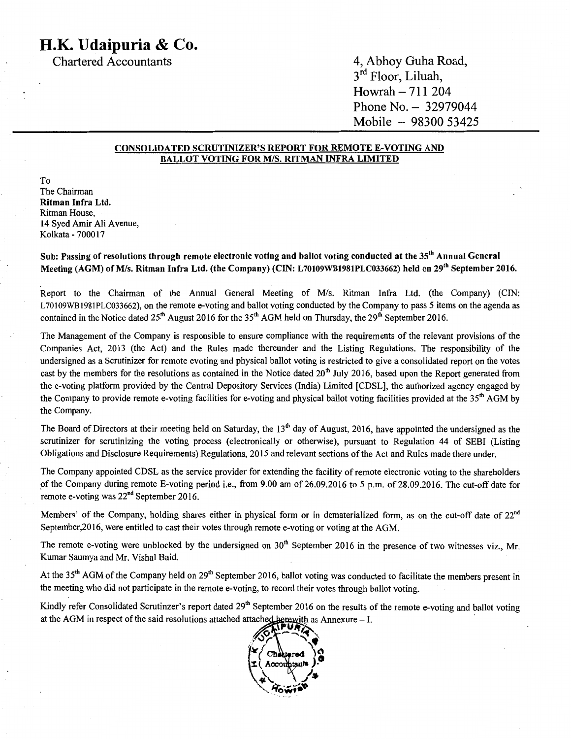# H.K. Udaipuria & Co.

Chartered Accountants

4, Abhoy Guha Road,
3rd Floor, Liluah,
Howrah – 711 204
Phone No. – 32979044
Mobile – 98300 53425

**CONSOLIDATED SCRUTINIZER'S REPORT FOR REMOTE E-VOTING AND BALLOT VOTING FOR M/S. RITMAN INFRA LIMITED**

To
The Chairman
**Ritman Infra Ltd.**
Ritman House,
14 Syed Amir Ali Avenue,
Kolkata - 700017

**Sub: Passing of resolutions through remote electronic voting and ballot voting conducted at the 35th Annual General Meeting (AGM) of M/s. Ritman Infra Ltd. (the Company) (CIN: L70109WB1981PLC033662) held on 29th September 2016.**

Report to the Chairman of the Annual General Meeting of M/s. Ritman Infra Ltd. (the Company) (CIN: L70109WB1981PLC033662), on the remote e-voting and ballot voting conducted by the Company to pass 5 items on the agenda as contained in the Notice dated 25th August 2016 for the 35th AGM held on Thursday, the 29th September 2016.

The Management of the Company is responsible to ensure compliance with the requirements of the relevant provisions of the Companies Act, 2013 (the Act) and the Rules made thereunder and the Listing Regulations. The responsibility of the undersigned as a Scrutinizer for remote evoting and physical ballot voting is restricted to give a consolidated report on the votes cast by the members for the resolutions as contained in the Notice dated 20th July 2016, based upon the Report generated from the e-voting platform provided by the Central Depository Services (India) Limited [CDSL], the authorized agency engaged by the Company to provide remote e-voting facilities for e-voting and physical ballot voting facilities provided at the 35th AGM by the Company.

The Board of Directors at their meeting held on Saturday, the 13th day of August, 2016, have appointed the undersigned as the scrutinizer for scrutinizing the voting process (electronically or otherwise), pursuant to Regulation 44 of SEBI (Listing Obligations and Disclosure Requirements) Regulations, 2015 and relevant sections of the Act and Rules made there under.

The Company appointed CDSL as the service provider for extending the facility of remote electronic voting to the shareholders of the Company during remote E-voting period i.e., from 9.00 am of 26.09.2016 to 5 p.m. of 28.09.2016. The cut-off date for remote e-voting was 22nd September 2016.

Members' of the Company, holding shares either in physical form or in dematerialized form, as on the cut-off date of 22nd September,2016, were entitled to cast their votes through remote e-voting or voting at the AGM.

The remote e-voting were unblocked by the undersigned on 30th September 2016 in the presence of two witnesses viz., Mr. Kumar Saumya and Mr. Vishal Baid.

At the 35th AGM of the Company held on 29th September 2016, ballot voting was conducted to facilitate the members present in the meeting who did not participate in the remote e-voting, to record their votes through ballot voting.

Kindly refer Consolidated Scrutinzer's report dated 29th September 2016 on the results of the remote e-voting and ballot voting at the AGM in respect of the said resolutions attached attached herewith as Annexure – I.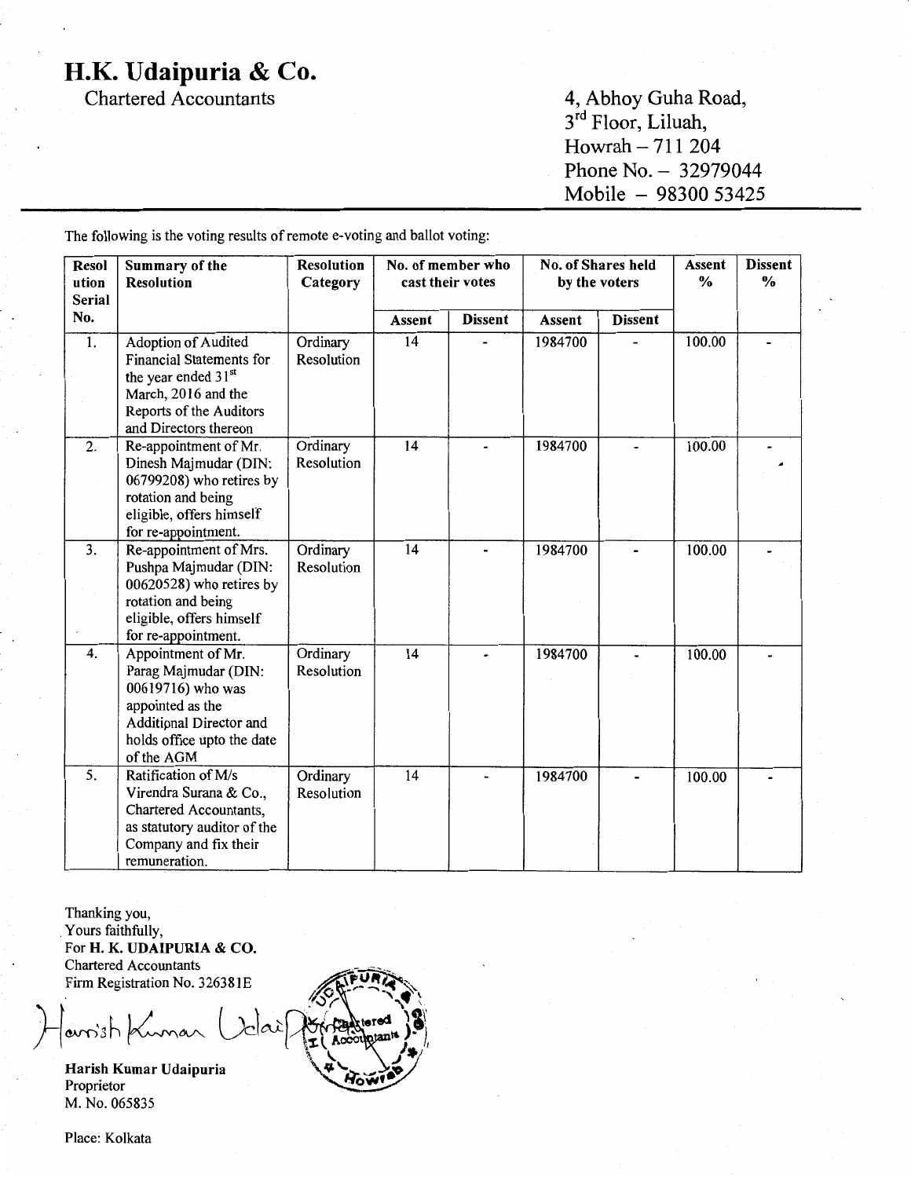# H.K. Udaipuria & Co.

Chartered Accountants

4, Abhoy Guha Road,
3rd Floor, Liluah,
Howrah – 711 204
Phone No. – 32979044
Mobile – 98300 53425

The following is the voting results of remote e-voting and ballot voting:

| Resolution Serial No. | Summary of the Resolution | Resolution Category | No. of member who cast their votes | | No. of Shares held by the voters | | Assent % | Dissent % |
|---|---|---|---|---|---|---|---|---|
| | | | Assent | Dissent | Assent | Dissent | | |
| 1. | Adoption of Audited Financial Statements for the year ended 31st March, 2016 and the Reports of the Auditors and Directors thereon | Ordinary Resolution | 14 | - | 1984700 | - | 100.00 | - |
| 2. | Re-appointment of Mr. Dinesh Majmudar (DIN: 06799208) who retires by rotation and being eligible, offers himself for re-appointment. | Ordinary Resolution | 14 | - | 1984700 | - | 100.00 | - |
| 3. | Re-appointment of Mrs. Pushpa Majmudar (DIN: 00620528) who retires by rotation and being eligible, offers himself for re-appointment. | Ordinary Resolution | 14 | - | 1984700 | - | 100.00 | - |
| 4. | Appointment of Mr. Parag Majmudar (DIN: 00619716) who was appointed as the Additional Director and holds office upto the date of the AGM | Ordinary Resolution | 14 | - | 1984700 | - | 100.00 | - |
| 5. | Ratification of M/s Virendra Surana & Co., Chartered Accountants, as statutory auditor of the Company and fix their remuneration. | Ordinary Resolution | 14 | - | 1984700 | - | 100.00 | - |

Thanking you,
Yours faithfully,
For **H. K. UDAIPURIA & CO.**
Chartered Accountants
Firm Registration No. 326381E

**Harish Kumar Udaipuria**
Proprietor
M. No. 065835

Place: Kolkata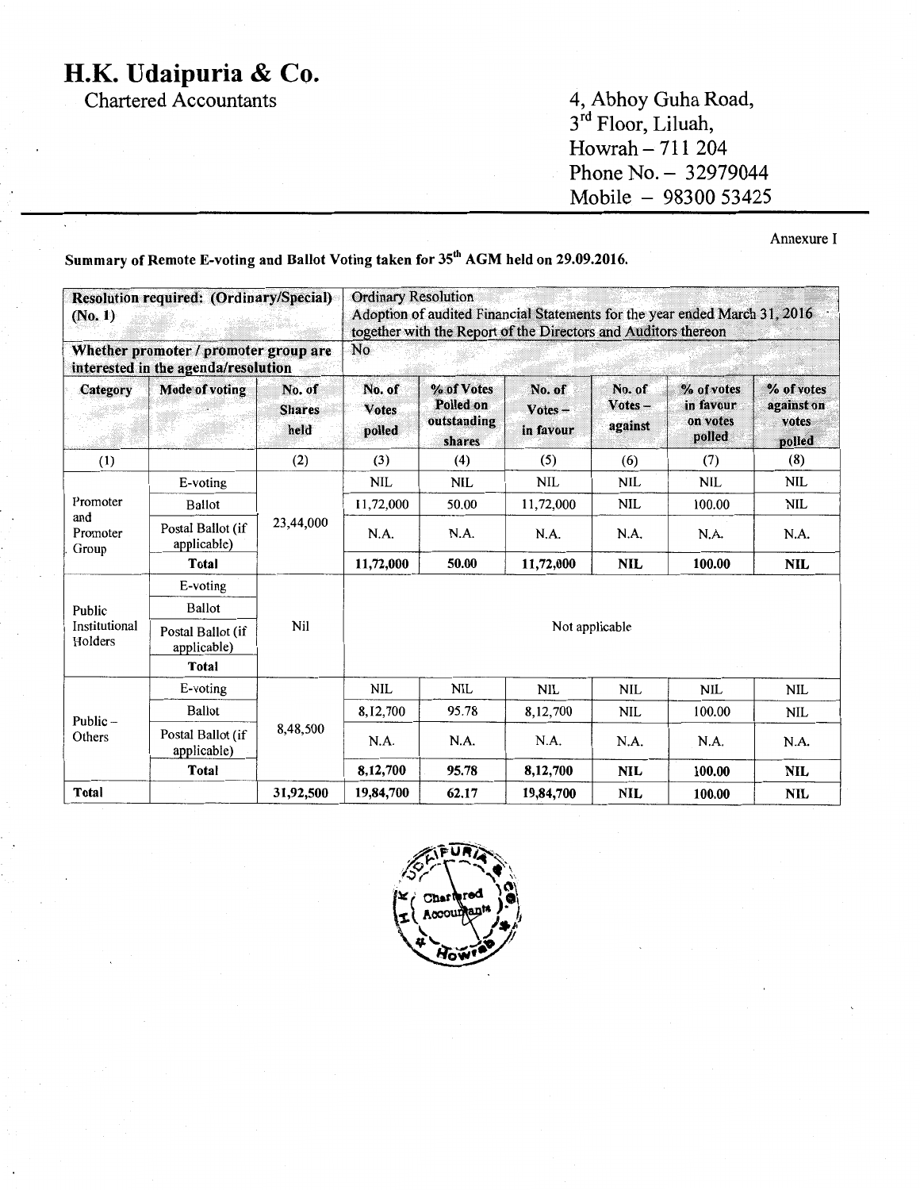# H.K. Udaipuria & Co.

Chartered Accountants

4, Abhoy Guha Road,
3rd Floor, Liluah,
Howrah – 711 204
Phone No. – 32979044
Mobile – 98300 53425

Annexure I

**Summary of Remote E-voting and Ballot Voting taken for 35th AGM held on 29.09.2016.**

| **Resolution required: (Ordinary/Special) (No. 1)** | | | Ordinary Resolution<br>Adoption of audited Financial Statements for the year ended March 31, 2016 together with the Report of the Directors and Auditors thereon | | | | | | |
|---|---|---|---|---|---|---|---|---|---|
| **Whether promoter / promoter group are interested in the agenda/resolution** | | | No | | | | | | |
| **Category** | **Mode of voting** | **No. of Shares held** | **No. of Votes polled** | **% of Votes Polled on outstanding shares** | **No. of Votes – in favour** | **No. of Votes – against** | **% of votes in favour on votes polled** | **% of votes against on votes polled** |
| (1) | | (2) | (3) | (4) | (5) | (6) | (7) | (8) |
| Promoter and Promoter Group | E-voting | 23,44,000 | NIL | NIL | NIL | NIL | NIL | NIL |
| | Ballot | | 11,72,000 | 50.00 | 11,72,000 | NIL | 100.00 | NIL |
| | Postal Ballot (if applicable) | | N.A. | N.A. | N.A. | N.A. | N.A. | N.A. |
| | **Total** | | **11,72,000** | **50.00** | **11,72,000** | **NIL** | **100.00** | **NIL** |
| Public Institutional Holders | E-voting | Nil | Not applicable | | | | | |
| | Ballot | | | | | | | |
| | Postal Ballot (if applicable) | | | | | | | |
| | **Total** | | | | | | | |
| Public – Others | E-voting | 8,48,500 | NIL | NIL | NIL | NIL | NIL | NIL |
| | Ballot | | 8,12,700 | 95.78 | 8,12,700 | NIL | 100.00 | NIL |
| | Postal Ballot (if applicable) | | N.A. | N.A. | N.A. | N.A. | N.A. | N.A. |
| | **Total** | | **8,12,700** | **95.78** | **8,12,700** | **NIL** | **100.00** | **NIL** |
| **Total** | | **31,92,500** | **19,84,700** | **62.17** | **19,84,700** | **NIL** | **100.00** | **NIL** |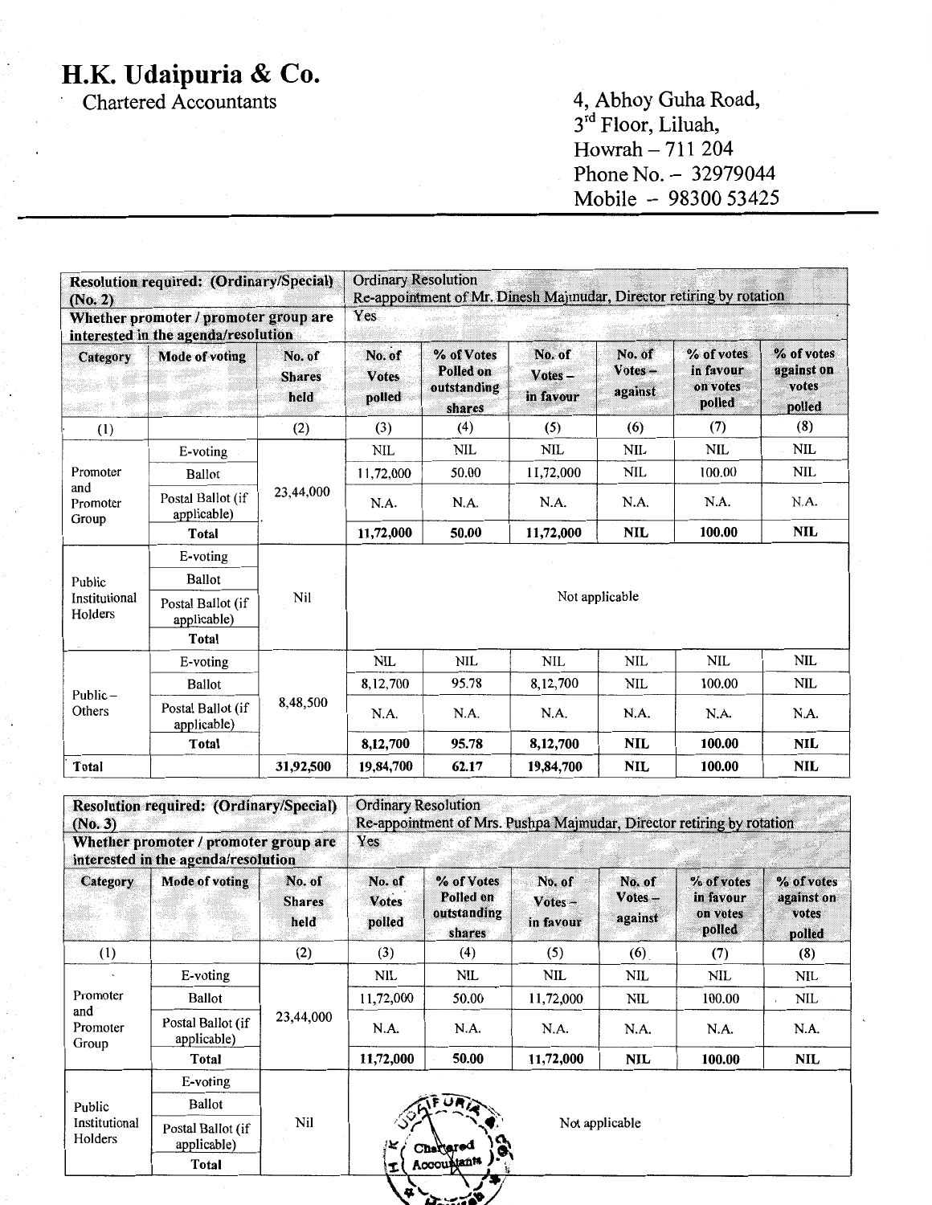# H.K. Udaipuria & Co.

Chartered Accountants

4, Abhoy Guha Road,
3rd Floor, Liluah,
Howrah – 711 204
Phone No. – 32979044
Mobile – 98300 53425

| Resolution required: (Ordinary/Special) (No. 2) | | | Ordinary Resolution Re-appointment of Mr. Dinesh Majmudar, Director retiring by rotation | | | | | |
|---|---|---|---|---|---|---|---|---|
| Whether promoter / promoter group are interested in the agenda/resolution | | | Yes | | | | | |
| Category | Mode of voting | No. of Shares held | No. of Votes polled | % of Votes Polled on outstanding shares | No. of Votes – in favour | No. of Votes – against | % of votes in favour on votes polled | % of votes against on votes polled |
| (1) | | (2) | (3) | (4) | (5) | (6) | (7) | (8) |
| Promoter and Promoter Group | E-voting | 23,44,000 | NIL | NIL | NIL | NIL | NIL | NIL |
| | Ballot | | 11,72,000 | 50.00 | 11,72,000 | NIL | 100.00 | NIL |
| | Postal Ballot (if applicable) | | N.A. | N.A. | N.A. | N.A. | N.A. | N.A. |
| | **Total** | | **11,72,000** | **50.00** | **11,72,000** | **NIL** | **100.00** | **NIL** |
| Public Institutional Holders | E-voting | Nil | Not applicable | | | | | |
| | Ballot | | | | | | | |
| | Postal Ballot (if applicable) | | | | | | | |
| | **Total** | | | | | | | |
| Public – Others | E-voting | 8,48,500 | NIL | NIL | NIL | NIL | NIL | NIL |
| | Ballot | | 8,12,700 | 95.78 | 8,12,700 | NIL | 100.00 | NIL |
| | Postal Ballot (if applicable) | | N.A. | N.A. | N.A. | N.A. | N.A. | N.A. |
| | **Total** | | **8,12,700** | **95.78** | **8,12,700** | **NIL** | **100.00** | **NIL** |
| **Total** | | **31,92,500** | **19,84,700** | **62.17** | **19,84,700** | **NIL** | **100.00** | **NIL** |

| Resolution required: (Ordinary/Special) (No. 3) | | | Ordinary Resolution Re-appointment of Mrs. Pushpa Majmudar, Director retiring by rotation | | | | | |
|---|---|---|---|---|---|---|---|---|
| Whether promoter / promoter group are interested in the agenda/resolution | | | Yes | | | | | |
| Category | Mode of voting | No. of Shares held | No. of Votes polled | % of Votes Polled on outstanding shares | No. of Votes – in favour | No. of Votes – against | % of votes in favour on votes polled | % of votes against on votes polled |
| (1) | | (2) | (3) | (4) | (5) | (6) | (7) | (8) |
| Promoter and Promoter Group | E-voting | 23,44,000 | NIL | NIL | NIL | NIL | NIL | NIL |
| | Ballot | | 11,72,000 | 50.00 | 11,72,000 | NIL | 100.00 | NIL |
| | Postal Ballot (if applicable) | | N.A. | N.A. | N.A. | N.A. | N.A. | N.A. |
| | **Total** | | **11,72,000** | **50.00** | **11,72,000** | **NIL** | **100.00** | **NIL** |
| Public Institutional Holders | E-voting | Nil | Not applicable | | | | | |
| | Ballot | | | | | | | |
| | Postal Ballot (if applicable) | | | | | | | |
| | **Total** | | | | | | | |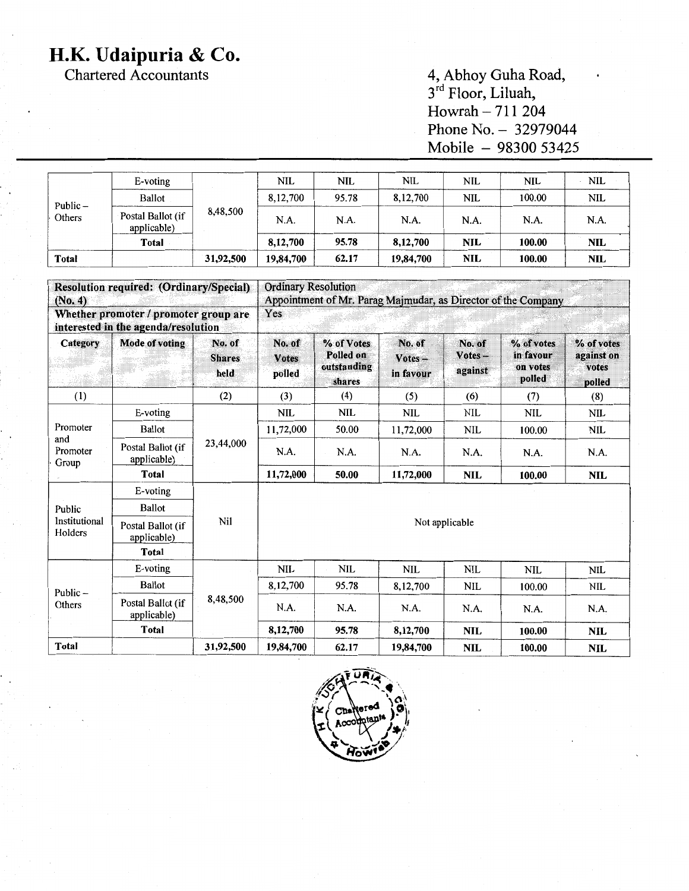# H.K. Udaipuria & Co.

Chartered Accountants

4, Abhoy Guha Road,
3rd Floor, Liluah,
Howrah – 711 204
Phone No. – 32979044
Mobile – 98300 53425

| | | | | | | | | |
|---|---|---|---|---|---|---|---|---|
| Public – Others | E-voting | 8,48,500 | NIL | NIL | NIL | NIL | NIL | NIL |
| | Ballot | | 8,12,700 | 95.78 | 8,12,700 | NIL | 100.00 | NIL |
| | Postal Ballot (if applicable) | | N.A. | N.A. | N.A. | N.A. | N.A. | N.A. |
| | **Total** | | **8,12,700** | **95.78** | **8,12,700** | **NIL** | **100.00** | **NIL** |
| **Total** | | **31,92,500** | **19,84,700** | **62.17** | **19,84,700** | **NIL** | **100.00** | **NIL** |

| **Resolution required: (Ordinary/Special) (No. 4)** | | | Ordinary Resolution<br>Appointment of Mr. Parag Majmudar, as Director of the Company | | | | | |
|---|---|---|---|---|---|---|---|---|
| **Whether promoter / promoter group are interested in the agenda/resolution** | | | Yes | | | | | |
| **Category** | **Mode of voting** | **No. of Shares held** | **No. of Votes polled** | **% of Votes Polled on outstanding shares** | **No. of Votes – in favour** | **No. of Votes – against** | **% of votes in favour on votes polled** | **% of votes against on votes polled** |
| (1) | | (2) | (3) | (4) | (5) | (6) | (7) | (8) |
| Promoter and Promoter Group | E-voting | 23,44,000 | NIL | NIL | NIL | NIL | NIL | NIL |
| | Ballot | | 11,72,000 | 50.00 | 11,72,000 | NIL | 100.00 | NIL |
| | Postal Ballot (if applicable) | | N.A. | N.A. | N.A. | N.A. | N.A. | N.A. |
| | **Total** | | **11,72,000** | **50.00** | **11,72,000** | **NIL** | **100.00** | **NIL** |
| Public Institutional Holders | E-voting | Nil | Not applicable | | | | | |
| | Ballot | | | | | | | |
| | Postal Ballot (if applicable) | | | | | | | |
| | **Total** | | | | | | | |
| Public – Others | E-voting | 8,48,500 | NIL | NIL | NIL | NIL | NIL | NIL |
| | Ballot | | 8,12,700 | 95.78 | 8,12,700 | NIL | 100.00 | NIL |
| | Postal Ballot (if applicable) | | N.A. | N.A. | N.A. | N.A. | N.A. | N.A. |
| | **Total** | | **8,12,700** | **95.78** | **8,12,700** | **NIL** | **100.00** | **NIL** |
| **Total** | | **31,92,500** | **19,84,700** | **62.17** | **19,84,700** | **NIL** | **100.00** | **NIL** |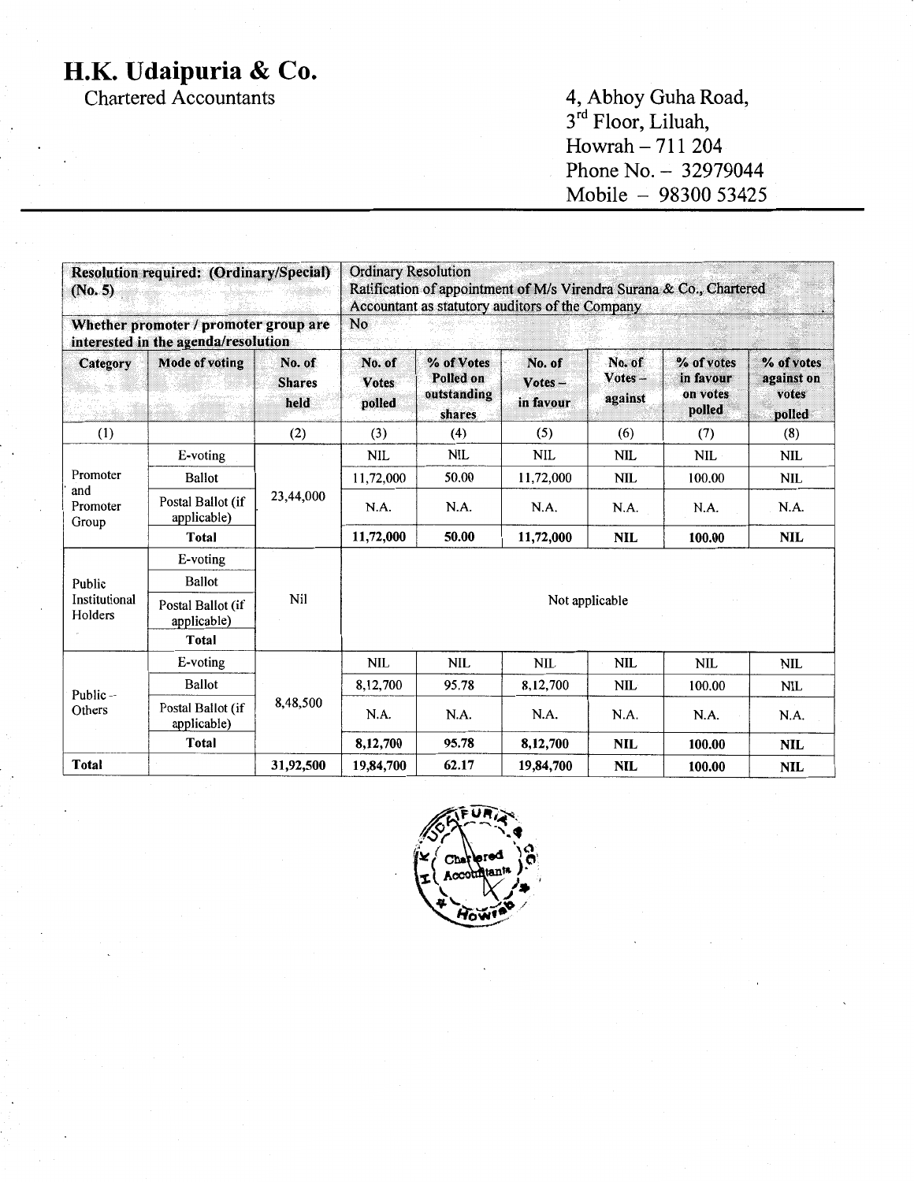# H.K. Udaipuria & Co.

Chartered Accountants

4, Abhoy Guha Road,
3rd Floor, Liluah,
Howrah – 711 204
Phone No. – 32979044
Mobile – 98300 53425

| Resolution required: (Ordinary/Special) (No. 5) | | | Ordinary Resolution<br>Ratification of appointment of M/s Virendra Surana & Co., Chartered Accountant as statutory auditors of the Company | | | | | |
|---|---|---|---|---|---|---|---|---|
| **Whether promoter / promoter group are interested in the agenda/resolution** | | | No | | | | | |
| **Category** | **Mode of voting** | **No. of Shares held** | **No. of Votes polled** | **% of Votes Polled on outstanding shares** | **No. of Votes – in favour** | **No. of Votes – against** | **% of votes in favour on votes polled** | **% of votes against on votes polled** |
| (1) | | (2) | (3) | (4) | (5) | (6) | (7) | (8) |
| Promoter and Promoter Group | E-voting | 23,44,000 | NIL | NIL | NIL | NIL | NIL | NIL |
| | Ballot | | 11,72,000 | 50.00 | 11,72,000 | NIL | 100.00 | NIL |
| | Postal Ballot (if applicable) | | N.A. | N.A. | N.A. | N.A. | N.A. | N.A. |
| | **Total** | | **11,72,000** | **50.00** | **11,72,000** | **NIL** | **100.00** | **NIL** |
| Public Institutional Holders | E-voting | Nil | Not applicable | | | | | |
| | Ballot | | | | | | | |
| | Postal Ballot (if applicable) | | | | | | | |
| | **Total** | | | | | | | |
| Public – Others | E-voting | 8,48,500 | NIL | NIL | NIL | NIL | NIL | NIL |
| | Ballot | | 8,12,700 | 95.78 | 8,12,700 | NIL | 100.00 | NIL |
| | Postal Ballot (if applicable) | | N.A. | N.A. | N.A. | N.A. | N.A. | N.A. |
| | **Total** | | **8,12,700** | **95.78** | **8,12,700** | **NIL** | **100.00** | **NIL** |
| **Total** | | **31,92,500** | **19,84,700** | **62.17** | **19,84,700** | **NIL** | **100.00** | **NIL** |